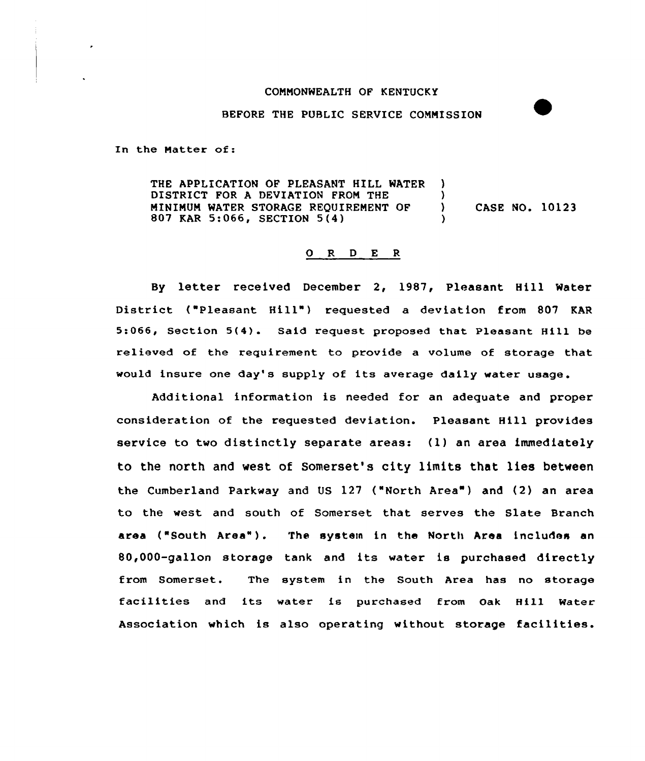COMMONWEALTH OF KENTUCKY

BEFORE THE PUBLIC SERVICE COMMISSION

In the Matter of:

| | | |
|---|---|---|
| THE APPLICATION OF PLEASANT HILL WATER DISTRICT FOR A DEVIATION FROM THE MINIMUM WATER STORAGE REQUIREMENT OF 807 KAR 5:066, SECTION 5(4) | ) ) ) ) | CASE NO. 10123 |

## O R D E R

By letter received December 2, 1987, Pleasant Hill Water District ("Pleasant Hill") requested a deviation from 807 KAR 5:066, Section 5(4). Said request proposed that Pleasant Hill be relieved of the requirement to provide a volume of storage that would insure one day's supply of its average daily water usage.

Additional information is needed for an adequate and proper consideration of the requested deviation. Pleasant Hill provides service to two distinctly separate areas: (1) an area immediately to the north and west of Somerset's city limits that lies between the Cumberland Parkway and US 127 ("North Area") and (2) an area to the west and south of Somerset that serves the Slate Branch area ("South Area"). The system in the North Area includes an 80,000-gallon storage tank and its water is purchased directly from Somerset. The system in the South Area has no storage facilities and its water is purchased from Oak Hill Water Association which is also operating without storage facilities.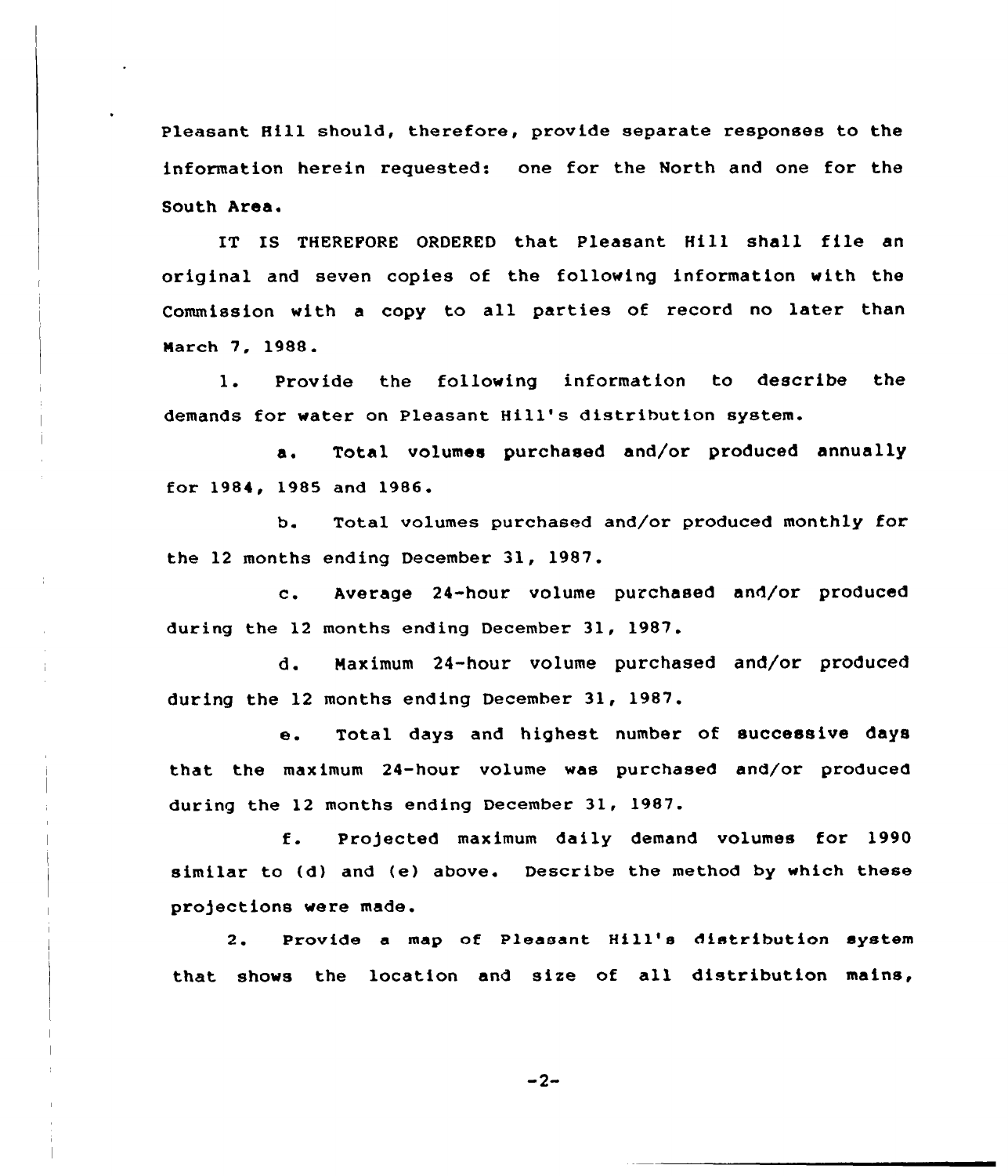Pleasant Hill should, therefore, provide separate responses to the information herein requested: one for the North and one for the South Area.

IT IS THEREFORE ORDERED that Pleasant Hill shall file an original and seven copies of the following information with the Commission with a copy to all parties of record no later than March 7, 1988.

1. Provide the following information to describe the demands for water on Pleasant Hill's distribution system.

   a. Total volumes purchased and/or produced annually for 1984, 1985 and 1986.

   b. Total volumes purchased and/or produced monthly for the 12 months ending December 31, 1987.

   c. Average 24-hour volume purchased and/or produced during the 12 months ending December 31, 1987.

   d. Maximum 24-hour volume purchased and/or produced during the 12 months ending December 31, 1987.

   e. Total days and highest number of successive days that the maximum 24-hour volume was purchased and/or produced during the 12 months ending December 31, 1987.

   f. Projected maximum daily demand volumes for 1990 similar to (d) and (e) above. Describe the method by which these projections were made.

2. Provide a map of Pleasant Hill's distribution system that shows the location and size of all distribution mains,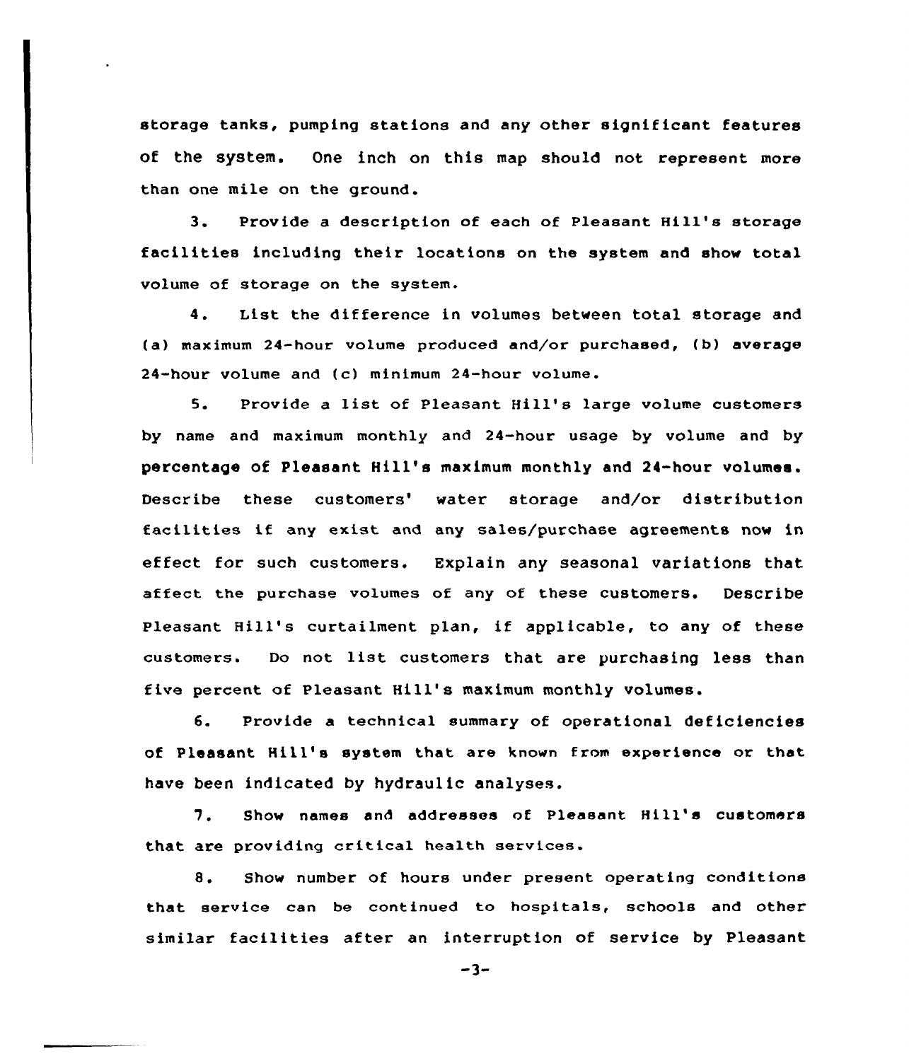storage tanks, pumping stations and any other significant features of the system. One inch on this map should not represent more than one mile on the ground.

3. Provide a description of each of Pleasant Hill's storage facilities including their locations on the system and show total volume of storage on the system.

4. List the difference in volumes between total storage and (a) maximum 24-hour volume produced and/or purchased, (b) average 24-hour volume and (c) minimum 24-hour volume.

5. Provide a list of Pleasant Hill's large volume customers by name and maximum monthly and 24-hour usage by volume and by percentage of Pleasant Hill's maximum monthly and 24-hour volumes. Describe these customers' water storage and/or distribution facilities if any exist and any sales/purchase agreements now in effect for such customers. Explain any seasonal variations that affect the purchase volumes of any of these customers. Describe Pleasant Hill's curtailment plan, if applicable, to any of these customers. Do not list customers that are purchasing less than five percent of Pleasant Hill's maximum monthly volumes.

6. Provide a technical summary of operational deficiencies of Pleasant Hill's system that are known from experience or that have been indicated by hydraulic analyses.

7. Show names and addresses of Pleasant Hill's customers that are providing critical health services.

8. Show number of hours under present operating conditions that service can be continued to hospitals, schools and other similar facilities after an interruption of service by Pleasant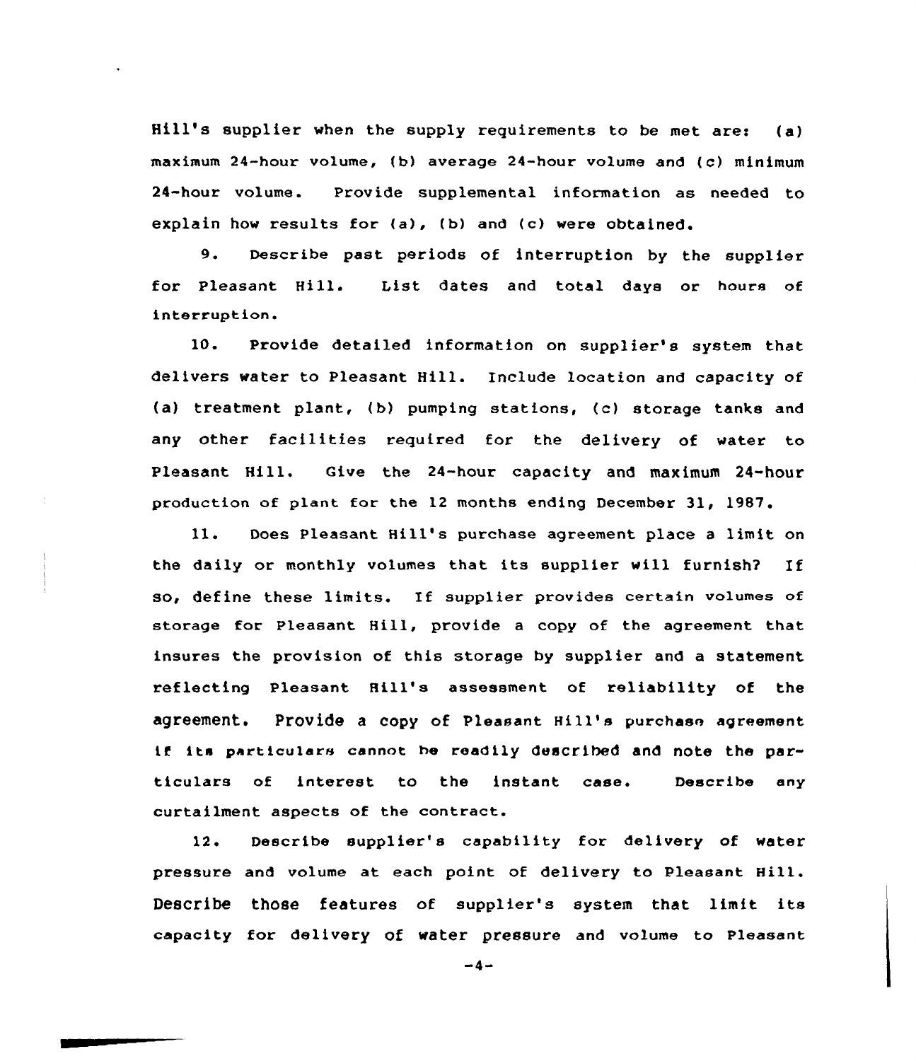Hill's supplier when the supply requirements to be met are: (a) maximum 24-hour volume, (b) average 24-hour volume and (c) minimum 24-hour volume. Provide supplemental information as needed to explain how results for (a), (b) and (c) were obtained.

9. Describe past periods of interruption by the supplier for Pleasant Hill. List dates and total days or hours of interruption.

10. Provide detailed information on supplier's system that delivers water to Pleasant Hill. Include location and capacity of (a) treatment plant, (b) pumping stations, (c) storage tanks and any other facilities required for the delivery of water to Pleasant Hill. Give the 24-hour capacity and maximum 24-hour production of plant for the 12 months ending December 31, 1987.

11. Does Pleasant Hill's purchase agreement place a limit on the daily or monthly volumes that its supplier will furnish? If so, define these limits. If supplier provides certain volumes of storage for Pleasant Hill, provide a copy of the agreement that insures the provision of this storage by supplier and a statement reflecting Pleasant Hill's assessment of reliability of the agreement. Provide a copy of Pleasant Hill's purchase agreement if its particulars cannot be readily described and note the particulars of interest to the instant case. Describe any curtailment aspects of the contract.

12. Describe supplier's capability for delivery of water pressure and volume at each point of delivery to Pleasant Hill. Describe those features of supplier's system that limit its capacity for delivery of water pressure and volume to Pleasant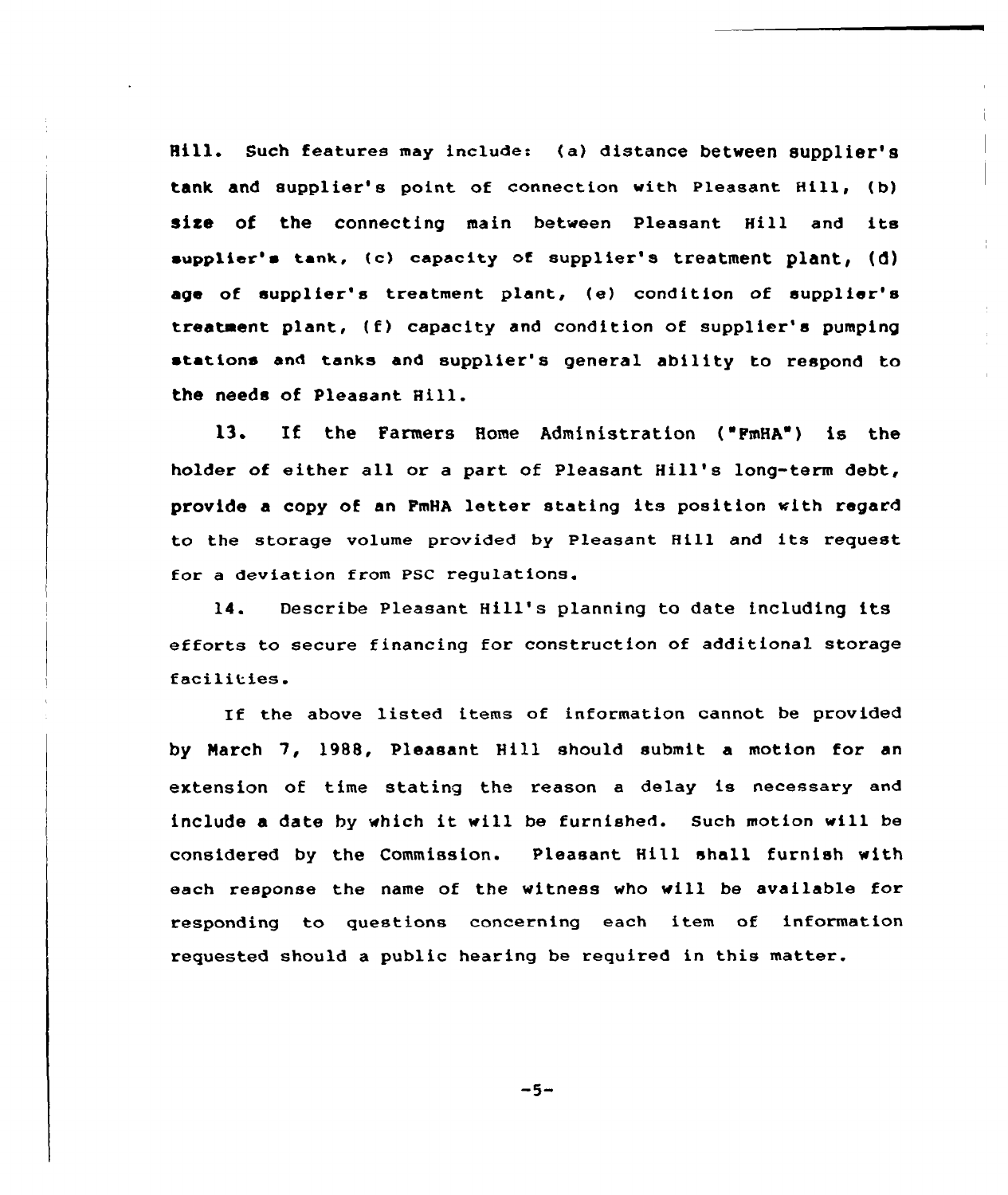Hill. Such features may include: (a) distance between supplier's tank and supplier's point of connection with Pleasant Hill, (b) size of the connecting main between Pleasant Hill and its supplier's tank, (c) capacity of supplier's treatment plant, (d) age of supplier's treatment plant, (e) condition of supplier's treatment plant, (f) capacity and condition of supplier's pumping stations and tanks and supplier's general ability to respond to the needs of Pleasant Hill.

13. If the Farmers Home Administration ("FmHA") is the holder of either all or a part of Pleasant Hill's long-term debt, provide a copy of an FmHA letter stating its position with regard to the storage volume provided by Pleasant Hill and its request for a deviation from PSC regulations.

14. Describe Pleasant Hill's planning to date including its efforts to secure financing for construction of additional storage facilities.

If the above listed items of information cannot be provided by March 7, 1988, Pleasant Hill should submit a motion for an extension of time stating the reason a delay is necessary and include a date by which it will be furnished. Such motion will be considered by the Commission. Pleasant Hill shall furnish with each response the name of the witness who will be available for responding to questions concerning each item of information requested should a public hearing be required in this matter.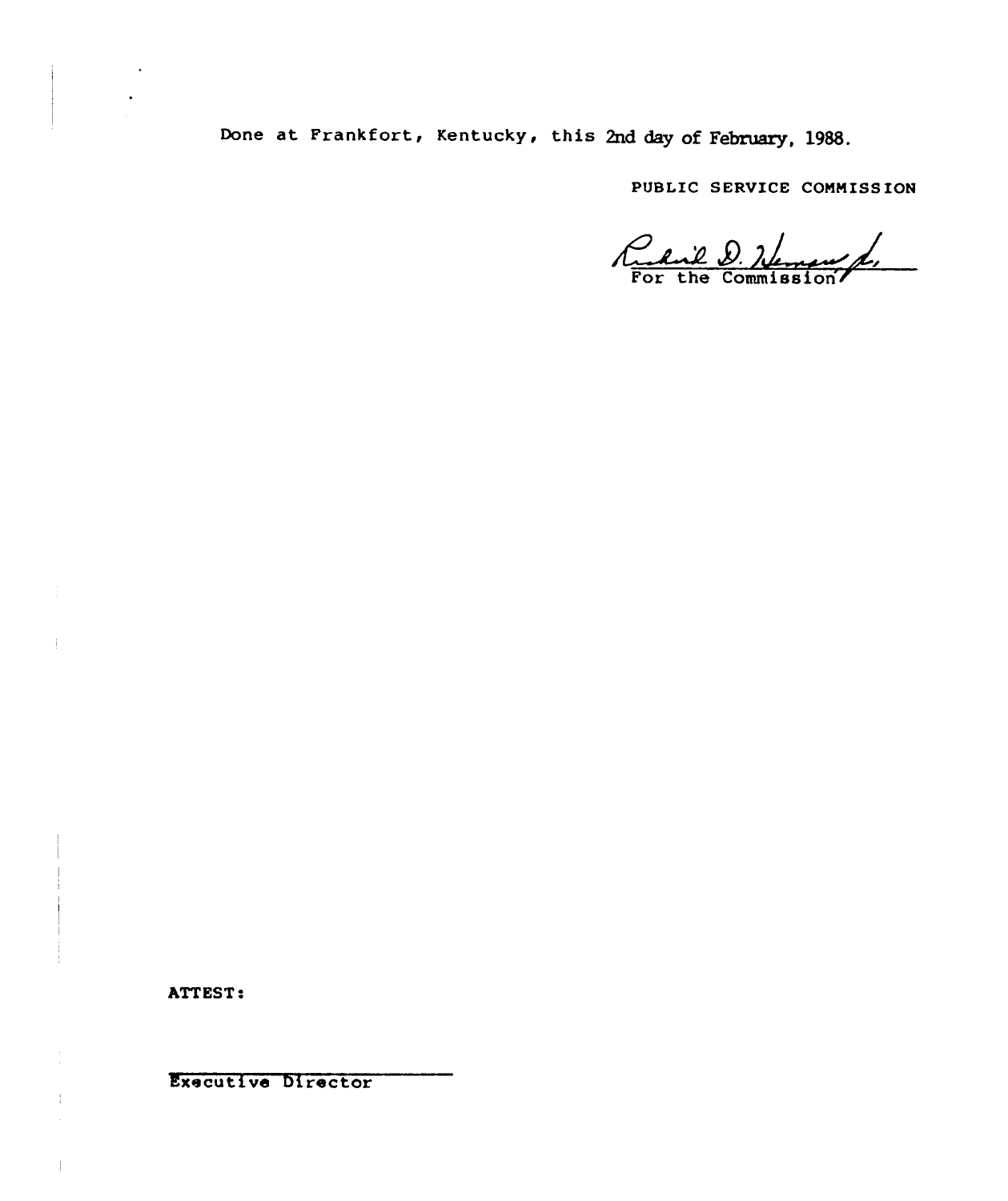Done at Frankfort, Kentucky, this 2nd day of February, 1988.

PUBLIC SERVICE COMMISSION

For the Commission

ATTEST:

Executive Director